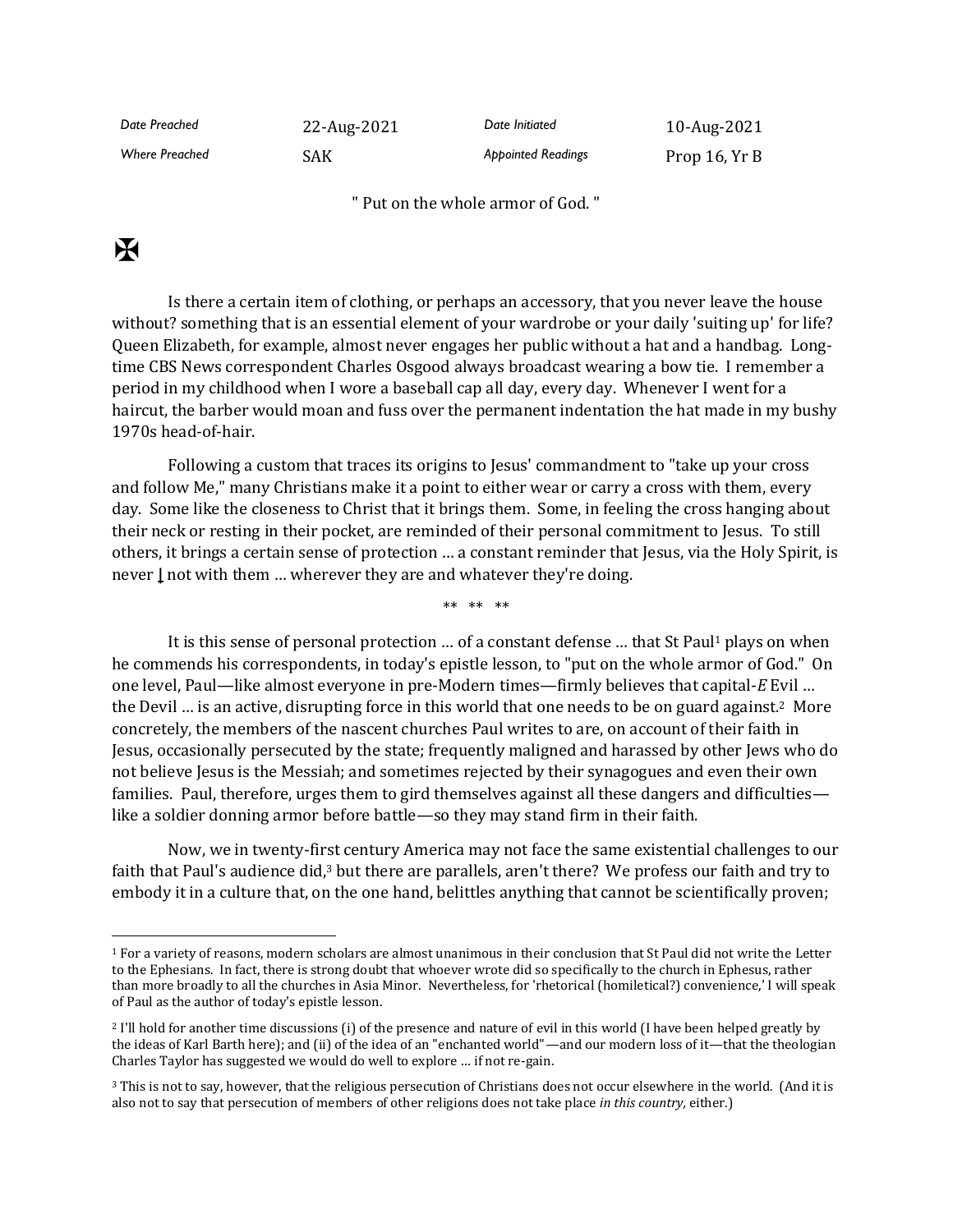| *Date Preached* | 22-Aug-2021 | *Date Initiated* | 10-Aug-2021 |
| --- | --- | --- | --- |
| *Where Preached* | SAK | *Appointed Readings* | Prop 16, Yr B |

" Put on the whole armor of God. "

✠

Is there a certain item of clothing, or perhaps an accessory, that you never leave the house without? something that is an essential element of your wardrobe or your daily 'suiting up' for life? Queen Elizabeth, for example, almost never engages her public without a hat and a handbag. Long-time CBS News correspondent Charles Osgood always broadcast wearing a bow tie. I remember a period in my childhood when I wore a baseball cap all day, every day. Whenever I went for a haircut, the barber would moan and fuss over the permanent indentation the hat made in my bushy 1970s head-of-hair.

Following a custom that traces its origins to Jesus' commandment to "take up your cross and follow Me," many Christians make it a point to either wear or carry a cross with them, every day. Some like the closeness to Christ that it brings them. Some, in feeling the cross hanging about their neck or resting in their pocket, are reminded of their personal commitment to Jesus. To still others, it brings a certain sense of protection … a constant reminder that Jesus, via the Holy Spirit, is never ↓ not with them … wherever they are and whatever they're doing.

\*\* \*\* \*\*

It is this sense of personal protection … of a constant defense … that St Paul[1] plays on when he commends his correspondents, in today's epistle lesson, to "put on the whole armor of God." On one level, Paul—like almost everyone in pre-Modern times—firmly believes that capital-*E* Evil … the Devil … is an active, disrupting force in this world that one needs to be on guard against.[2] More concretely, the members of the nascent churches Paul writes to are, on account of their faith in Jesus, occasionally persecuted by the state; frequently maligned and harassed by other Jews who do not believe Jesus is the Messiah; and sometimes rejected by their synagogues and even their own families. Paul, therefore, urges them to gird themselves against all these dangers and difficulties—like a soldier donning armor before battle—so they may stand firm in their faith.

Now, we in twenty-first century America may not face the same existential challenges to our faith that Paul's audience did,[3] but there are parallels, aren't there? We profess our faith and try to embody it in a culture that, on the one hand, belittles anything that cannot be scientifically proven;

---

[1] For a variety of reasons, modern scholars are almost unanimous in their conclusion that St Paul did not write the Letter to the Ephesians. In fact, there is strong doubt that whoever wrote did so specifically to the church in Ephesus, rather than more broadly to all the churches in Asia Minor. Nevertheless, for 'rhetorical (homiletical?) convenience,' I will speak of Paul as the author of today's epistle lesson.

[2] I'll hold for another time discussions (i) of the presence and nature of evil in this world (I have been helped greatly by the ideas of Karl Barth here); and (ii) of the idea of an "enchanted world"—and our modern loss of it—that the theologian Charles Taylor has suggested we would do well to explore … if not re-gain.

[3] This is not to say, however, that the religious persecution of Christians does not occur elsewhere in the world. (And it is also not to say that persecution of members of other religions does not take place *in this country,* either.)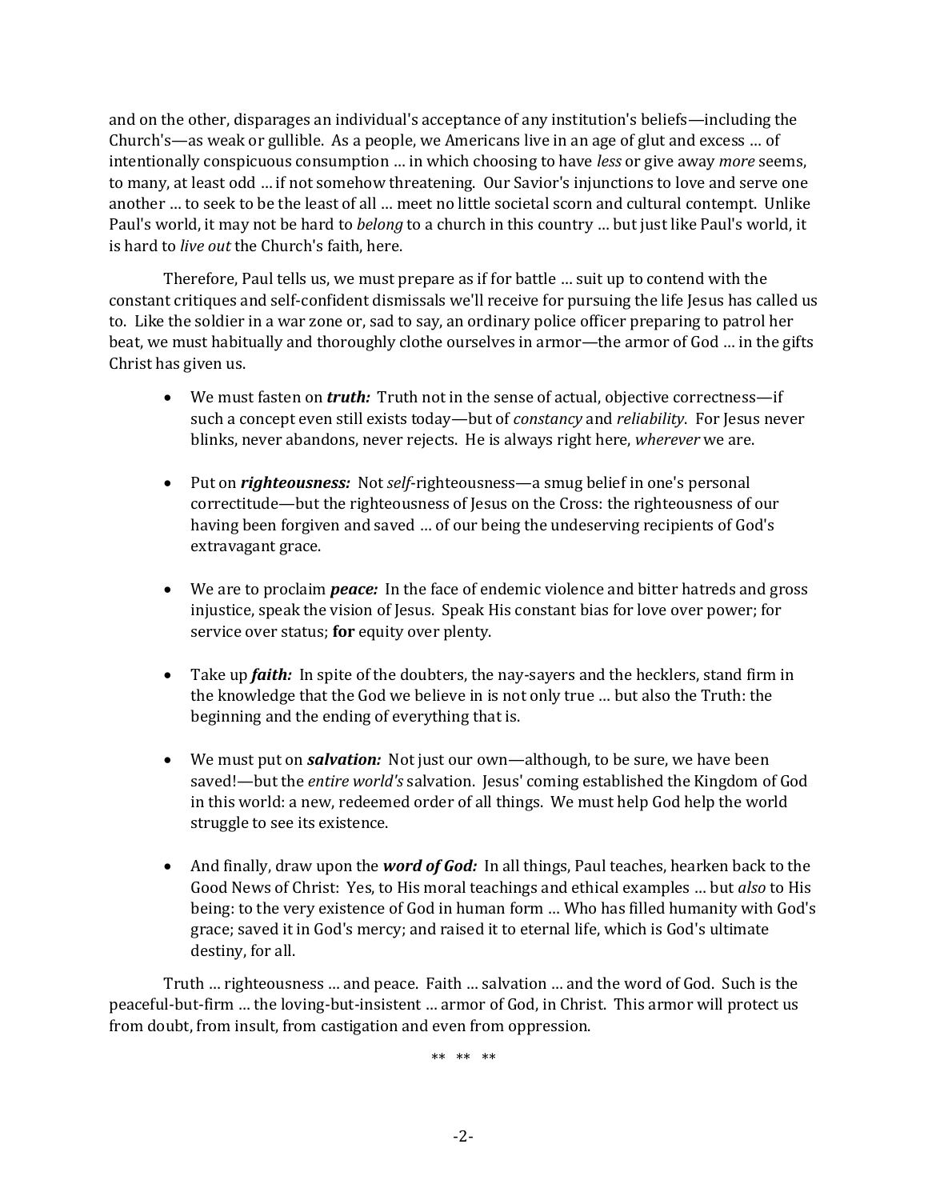and on the other, disparages an individual's acceptance of any institution's beliefs—including the Church's—as weak or gullible. As a people, we Americans live in an age of glut and excess … of intentionally conspicuous consumption … in which choosing to have *less* or give away *more* seems, to many, at least odd … if not somehow threatening. Our Savior's injunctions to love and serve one another … to seek to be the least of all … meet no little societal scorn and cultural contempt. Unlike Paul's world, it may not be hard to *belong* to a church in this country … but just like Paul's world, it is hard to *live out* the Church's faith, here.

Therefore, Paul tells us, we must prepare as if for battle … suit up to contend with the constant critiques and self-confident dismissals we'll receive for pursuing the life Jesus has called us to. Like the soldier in a war zone or, sad to say, an ordinary police officer preparing to patrol her beat, we must habitually and thoroughly clothe ourselves in armor—the armor of God … in the gifts Christ has given us.

- We must fasten on ***truth:*** Truth not in the sense of actual, objective correctness—if such a concept even still exists today—but of *constancy* and *reliability*. For Jesus never blinks, never abandons, never rejects. He is always right here, *wherever* we are.

- Put on ***righteousness:*** Not *self*-righteousness—a smug belief in one's personal correctitude—but the righteousness of Jesus on the Cross: the righteousness of our having been forgiven and saved … of our being the undeserving recipients of God's extravagant grace.

- We are to proclaim ***peace:*** In the face of endemic violence and bitter hatreds and gross injustice, speak the vision of Jesus. Speak His constant bias for love over power; for service over status; **for** equity over plenty.

- Take up ***faith:*** In spite of the doubters, the nay-sayers and the hecklers, stand firm in the knowledge that the God we believe in is not only true … but also the Truth: the beginning and the ending of everything that is.

- We must put on ***salvation:*** Not just our own—although, to be sure, we have been saved!—but the *entire world's* salvation. Jesus' coming established the Kingdom of God in this world: a new, redeemed order of all things. We must help God help the world struggle to see its existence.

- And finally, draw upon the ***word of God:*** In all things, Paul teaches, hearken back to the Good News of Christ: Yes, to His moral teachings and ethical examples … but *also* to His being: to the very existence of God in human form … Who has filled humanity with God's grace; saved it in God's mercy; and raised it to eternal life, which is God's ultimate destiny, for all.

Truth … righteousness … and peace. Faith … salvation … and the word of God. Such is the peaceful-but-firm … the loving-but-insistent … armor of God, in Christ. This armor will protect us from doubt, from insult, from castigation and even from oppression.

** ** **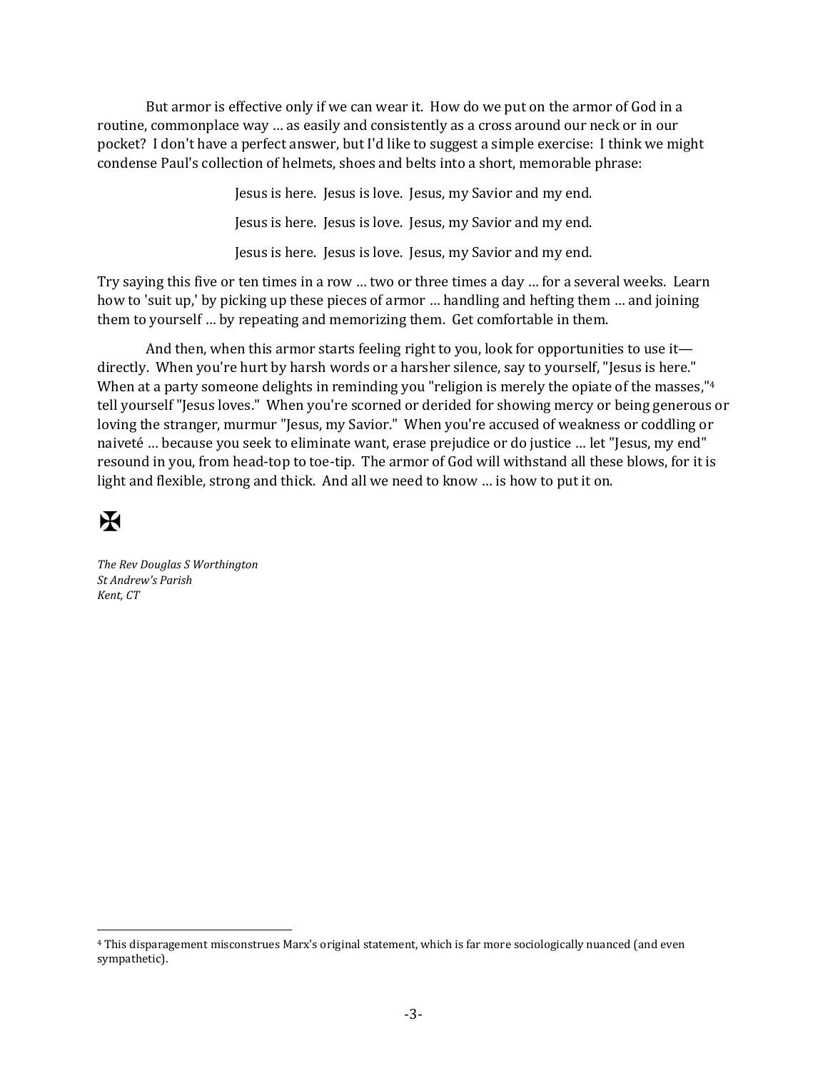But armor is effective only if we can wear it. How do we put on the armor of God in a routine, commonplace way … as easily and consistently as a cross around our neck or in our pocket? I don't have a perfect answer, but I'd like to suggest a simple exercise: I think we might condense Paul's collection of helmets, shoes and belts into a short, memorable phrase:

Jesus is here. Jesus is love. Jesus, my Savior and my end.

Jesus is here. Jesus is love. Jesus, my Savior and my end.

Jesus is here. Jesus is love. Jesus, my Savior and my end.

Try saying this five or ten times in a row … two or three times a day … for a several weeks. Learn how to 'suit up,' by picking up these pieces of armor … handling and hefting them … and joining them to yourself … by repeating and memorizing them. Get comfortable in them.

And then, when this armor starts feeling right to you, look for opportunities to use it—directly. When you're hurt by harsh words or a harsher silence, say to yourself, "Jesus is here." When at a party someone delights in reminding you "religion is merely the opiate of the masses,"[4] tell yourself "Jesus loves." When you're scorned or derided for showing mercy or being generous or loving the stranger, murmur "Jesus, my Savior." When you're accused of weakness or coddling or naiveté … because you seek to eliminate want, erase prejudice or do justice … let "Jesus, my end" resound in you, from head-top to toe-tip. The armor of God will withstand all these blows, for it is light and flexible, strong and thick. And all we need to know … is how to put it on.

✠

*The Rev Douglas S Worthington*
*St Andrew's Parish*
*Kent, CT*

---

[4] This disparagement misconstrues Marx's original statement, which is far more sociologically nuanced (and even sympathetic).